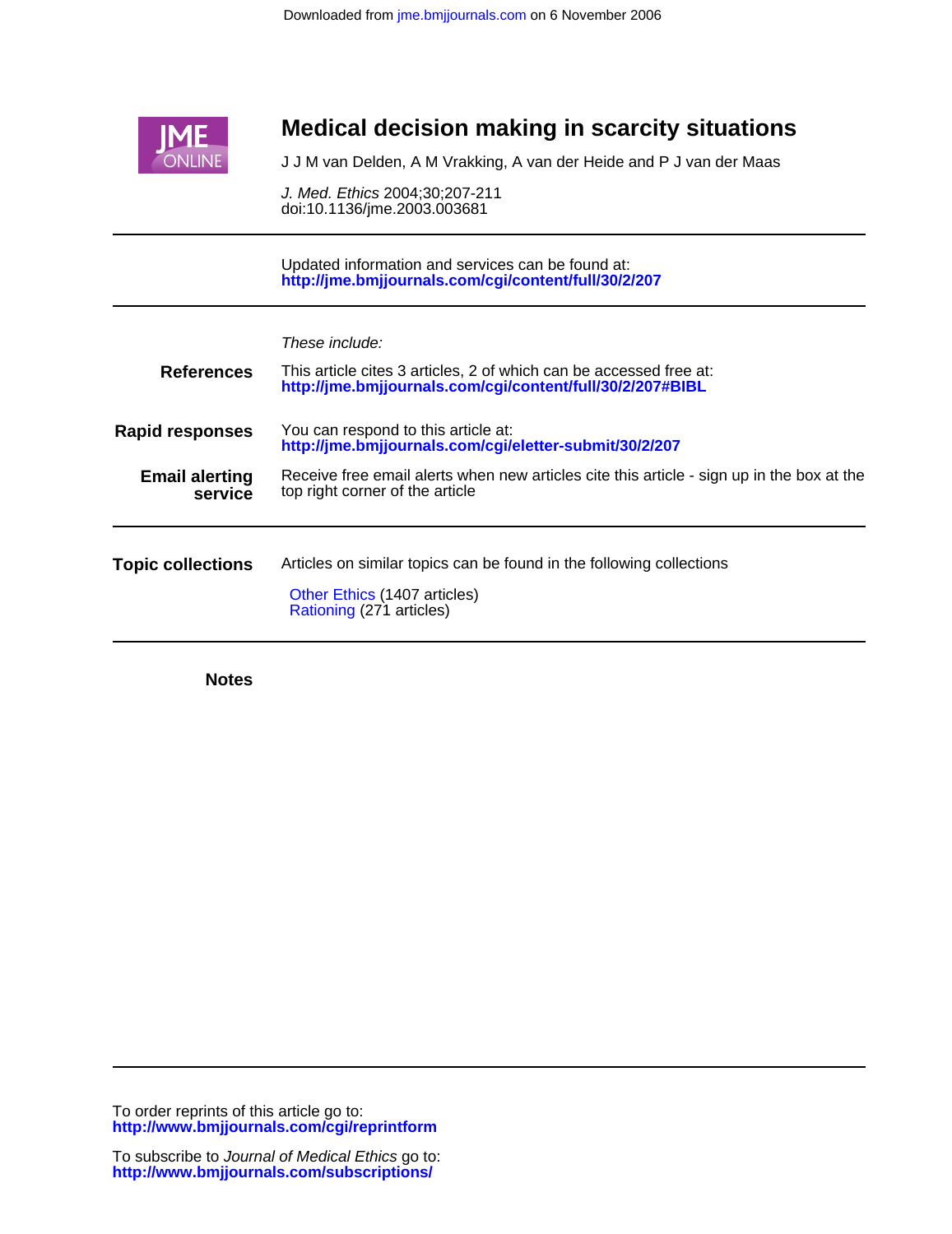Downloaded from jme.bmjjournals.com on 6 November 2006

# Medical decision making in scarcity situations

J J M van Delden, A M Vrakking, A van der Heide and P J van der Maas

*J. Med. Ethics* 2004;30;207-211
doi:10.1136/jme.2003.003681

---

Updated information and services can be found at:
**http://jme.bmjjournals.com/cgi/content/full/30/2/207**

---

*These include:*

**References**

This article cites 3 articles, 2 of which can be accessed free at:
**http://jme.bmjjournals.com/cgi/content/full/30/2/207#BIBL**

**Rapid responses**

You can respond to this article at:
**http://jme.bmjjournals.com/cgi/eletter-submit/30/2/207**

**Email alerting service**

Receive free email alerts when new articles cite this article - sign up in the box at the top right corner of the article

---

**Topic collections**

Articles on similar topics can be found in the following collections

Other Ethics (1407 articles)
Rationing (271 articles)

---

**Notes**

---

To order reprints of this article go to:
**http://www.bmjjournals.com/cgi/reprintform**

To subscribe to *Journal of Medical Ethics* go to:
**http://www.bmjjournals.com/subscriptions/**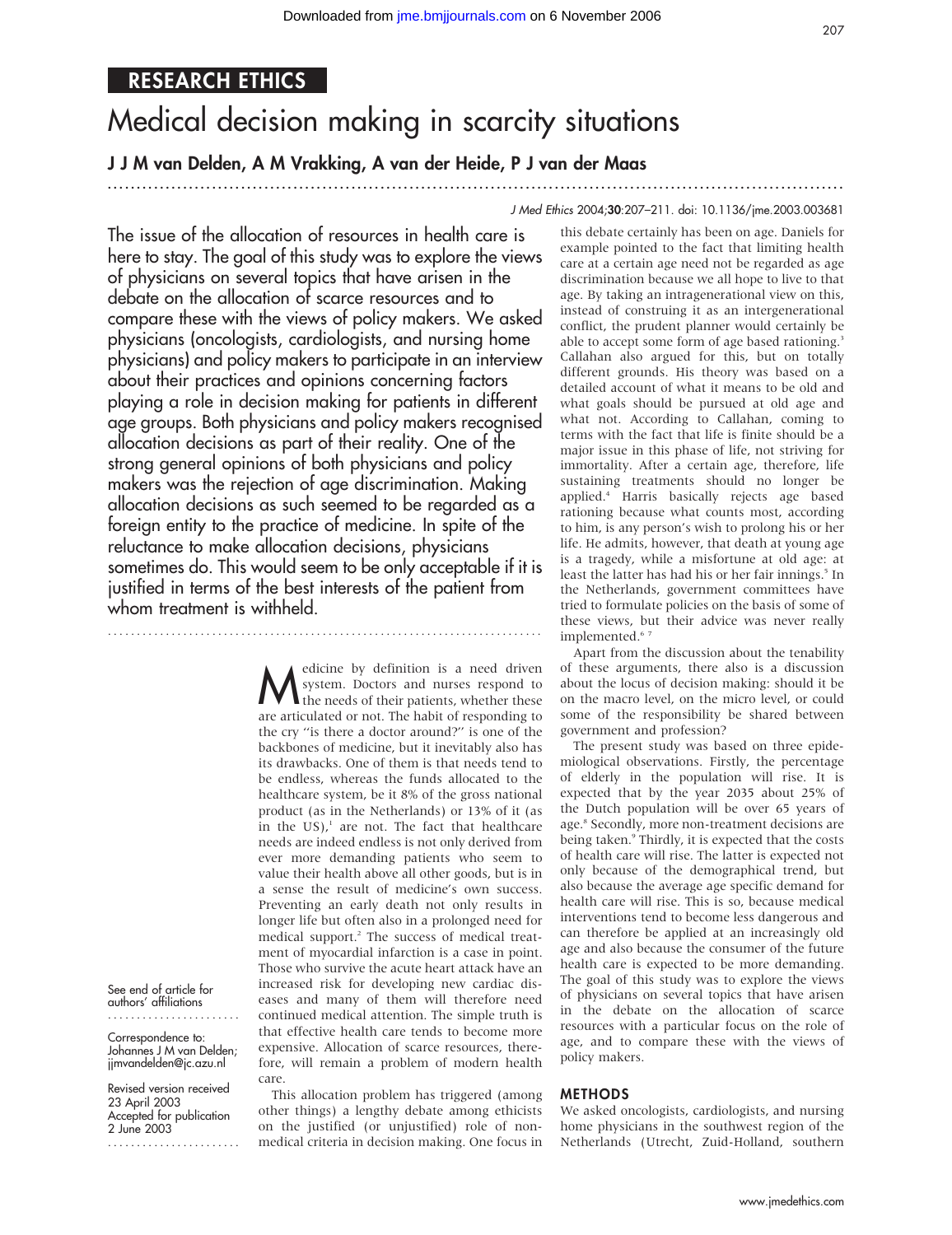RESEARCH ETHICS

# Medical decision making in scarcity situations

**J J M van Delden, A M Vrakking, A van der Heide, P J van der Maas**

The issue of the allocation of resources in health care is here to stay. The goal of this study was to explore the views of physicians on several topics that have arisen in the debate on the allocation of scarce resources and to compare these with the views of policy makers. We asked physicians (oncologists, cardiologists, and nursing home physicians) and policy makers to participate in an interview about their practices and opinions concerning factors playing a role in decision making for patients in different age groups. Both physicians and policy makers recognised allocation decisions as part of their reality. One of the strong general opinions of both physicians and policy makers was the rejection of age discrimination. Making allocation decisions as such seemed to be regarded as a foreign entity to the practice of medicine. In spite of the reluctance to make allocation decisions, physicians sometimes do. This would seem to be only acceptable if it is justified in terms of the best interests of the patient from whom treatment is withheld.

See end of article for authors' affiliations

Correspondence to: Johannes J M van Delden; jjmvandelden@jc.azu.nl

Revised version received 23 April 2003
Accepted for publication 2 June 2003

Medicine by definition is a need driven system. Doctors and nurses respond to the needs of their patients, whether these are articulated or not. The habit of responding to the cry "is there a doctor around?" is one of the backbones of medicine, but it inevitably also has its drawbacks. One of them is that needs tend to be endless, whereas the funds allocated to the healthcare system, be it 8% of the gross national product (as in the Netherlands) or 13% of it (as in the US),[1] are not. The fact that healthcare needs are indeed endless is not only derived from ever more demanding patients who seem to value their health above all other goods, but is in a sense the result of medicine's own success. Preventing an early death not only results in longer life but often also in a prolonged need for medical support.[2] The success of medical treatment of myocardial infarction is a case in point. Those who survive the acute heart attack have an increased risk for developing new cardiac diseases and many of them will therefore need continued medical attention. The simple truth is that effective health care tends to become more expensive. Allocation of scarce resources, therefore, will remain a problem of modern health care.

This allocation problem has triggered (among other things) a lengthy debate among ethicists on the justified (or unjustified) role of non-medical criteria in decision making. One focus in this debate certainly has been on age. Daniels for example pointed to the fact that limiting health care at a certain age need not be regarded as age discrimination because we all hope to live to that age. By taking an intragenerational view on this, instead of construing it as an intergenerational conflict, the prudent planner would certainly be able to accept some form of age based rationing.[3] Callahan also argued for this, but on totally different grounds. His theory was based on a detailed account of what it means to be old and what goals should be pursued at old age and what not. According to Callahan, coming to terms with the fact that life is finite should be a major issue in this phase of life, not striving for immortality. After a certain age, therefore, life sustaining treatments should no longer be applied.[4] Harris basically rejects age based rationing because what counts most, according to him, is any person's wish to prolong his or her life. He admits, however, that death at young age is a tragedy, while a misfortune at old age: at least the latter has had his or her fair innings.[5] In the Netherlands, government committees have tried to formulate policies on the basis of some of these views, but their advice was never really implemented.[6 7]

Apart from the discussion about the tenability of these arguments, there also is a discussion about the locus of decision making: should it be on the macro level, on the micro level, or could some of the responsibility be shared between government and profession?

The present study was based on three epidemiological observations. Firstly, the percentage of elderly in the population will rise. It is expected that by the year 2035 about 25% of the Dutch population will be over 65 years of age.[8] Secondly, more non-treatment decisions are being taken.[9] Thirdly, it is expected that the costs of health care will rise. The latter is expected not only because of the demographical trend, but also because the average age specific demand for health care will rise. This is so, because medical interventions tend to become less dangerous and can therefore be applied at an increasingly old age and also because the consumer of the future health care is expected to be more demanding. The goal of this study was to explore the views of physicians on several topics that have arisen in the debate on the allocation of scarce resources with a particular focus on the role of age, and to compare these with the views of policy makers.

## METHODS

We asked oncologists, cardiologists, and nursing home physicians in the southwest region of the Netherlands (Utrecht, Zuid-Holland, southern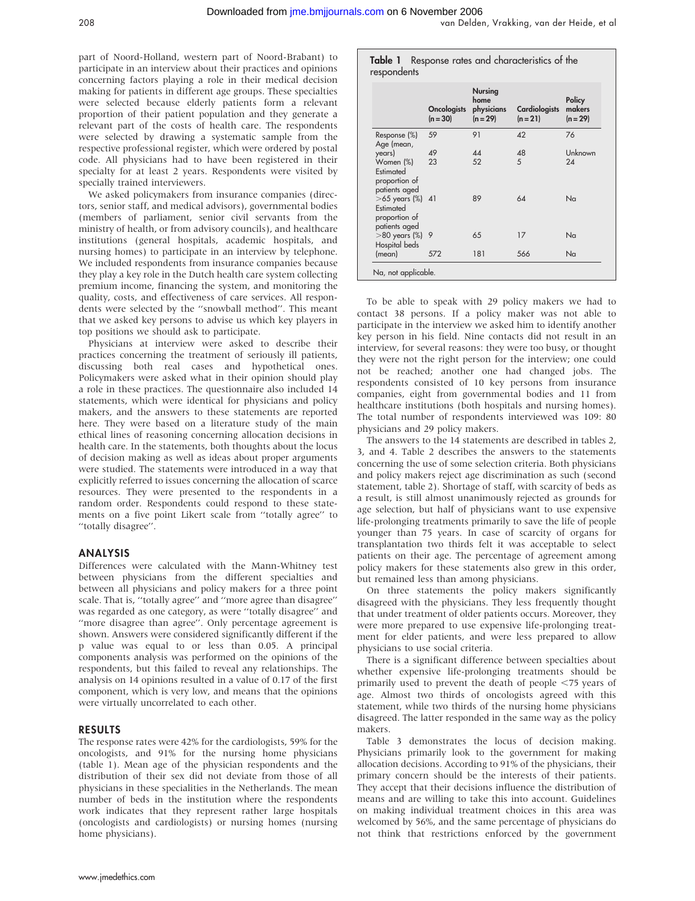part of Noord-Holland, western part of Noord-Brabant) to participate in an interview about their practices and opinions concerning factors playing a role in their medical decision making for patients in different age groups. These specialties were selected because elderly patients form a relevant proportion of their patient population and they generate a relevant part of the costs of health care. The respondents were selected by drawing a systematic sample from the respective professional register, which were ordered by postal code. All physicians had to have been registered in their specialty for at least 2 years. Respondents were visited by specially trained interviewers.

We asked policymakers from insurance companies (directors, senior staff, and medical advisors), governmental bodies (members of parliament, senior civil servants from the ministry of health, or from advisory councils), and healthcare institutions (general hospitals, academic hospitals, and nursing homes) to participate in an interview by telephone. We included respondents from insurance companies because they play a key role in the Dutch health care system collecting premium income, financing the system, and monitoring the quality, costs, and effectiveness of care services. All respondents were selected by the "snowball method". This meant that we asked key persons to advise us which key players in top positions we should ask to participate.

Physicians at interview were asked to describe their practices concerning the treatment of seriously ill patients, discussing both real cases and hypothetical ones. Policymakers were asked what in their opinion should play a role in these practices. The questionnaire also included 14 statements, which were identical for physicians and policy makers, and the answers to these statements are reported here. They were based on a literature study of the main ethical lines of reasoning concerning allocation decisions in health care. In the statements, both thoughts about the locus of decision making as well as ideas about proper arguments were studied. The statements were introduced in a way that explicitly referred to issues concerning the allocation of scarce resources. They were presented to the respondents in a random order. Respondents could respond to these statements on a five point Likert scale from "totally agree" to "totally disagree".

## ANALYSIS

Differences were calculated with the Mann-Whitney test between physicians from the different specialties and between all physicians and policy makers for a three point scale. That is, "totally agree" and "more agree than disagree" was regarded as one category, as were "totally disagree" and "more disagree than agree". Only percentage agreement is shown. Answers were considered significantly different if the p value was equal to or less than 0.05. A principal components analysis was performed on the opinions of the respondents, but this failed to reveal any relationships. The analysis on 14 opinions resulted in a value of 0.17 of the first component, which is very low, and means that the opinions were virtually uncorrelated to each other.

## RESULTS

The response rates were 42% for the cardiologists, 59% for the oncologists, and 91% for the nursing home physicians (table 1). Mean age of the physician respondents and the distribution of their sex did not deviate from those of all physicians in these specialities in the Netherlands. The mean number of beds in the institution where the respondents work indicates that they represent rather large hospitals (oncologists and cardiologists) or nursing homes (nursing home physicians).

**Table 1** Response rates and characteristics of the respondents

| | Oncologists (n = 30) | Nursing home physicians (n = 29) | Cardiologists (n = 21) | Policy makers (n = 29) |
|---|---|---|---|---|
| Response (%) | 59 | 91 | 42 | 76 |
| Age (mean, years) | 49 | 44 | 48 | Unknown |
| Women (%) | 23 | 52 | 5 | 24 |
| Estimated proportion of patients aged >65 years (%) | 41 | 89 | 64 | Na |
| Estimated proportion of patients aged >80 years (%) | 9 | 65 | 17 | Na |
| Hospital beds (mean) | 572 | 181 | 566 | Na |

Na, not applicable.

To be able to speak with 29 policy makers we had to contact 38 persons. If a policy maker was not able to participate in the interview we asked him to identify another key person in his field. Nine contacts did not result in an interview, for several reasons: they were too busy, or thought they were not the right person for the interview; one could not be reached; another one had changed jobs. The respondents consisted of 10 key persons from insurance companies, eight from governmental bodies and 11 from healthcare institutions (both hospitals and nursing homes). The total number of respondents interviewed was 109: 80 physicians and 29 policy makers.

The answers to the 14 statements are described in tables 2, 3, and 4. Table 2 describes the answers to the statements concerning the use of some selection criteria. Both physicians and policy makers reject age discrimination as such (second statement, table 2). Shortage of staff, with scarcity of beds as a result, is still almost unanimously rejected as grounds for age selection, but half of physicians want to use expensive life-prolonging treatments primarily to save the life of people younger than 75 years. In case of scarcity of organs for transplantation two thirds felt it was acceptable to select patients on their age. The percentage of agreement among policy makers for these statements also grew in this order, but remained less than among physicians.

On three statements the policy makers significantly disagreed with the physicians. They less frequently thought that under treatment of older patients occurs. Moreover, they were more prepared to use expensive life-prolonging treatment for elder patients, and were less prepared to allow physicians to use social criteria.

There is a significant difference between specialties about whether expensive life-prolonging treatments should be primarily used to prevent the death of people <75 years of age. Almost two thirds of oncologists agreed with this statement, while two thirds of the nursing home physicians disagreed. The latter responded in the same way as the policy makers.

Table 3 demonstrates the locus of decision making. Physicians primarily look to the government for making allocation decisions. According to 91% of the physicians, their primary concern should be the interests of their patients. They accept that their decisions influence the distribution of means and are willing to take this into account. Guidelines on making individual treatment choices in this area was welcomed by 56%, and the same percentage of physicians do not think that restrictions enforced by the government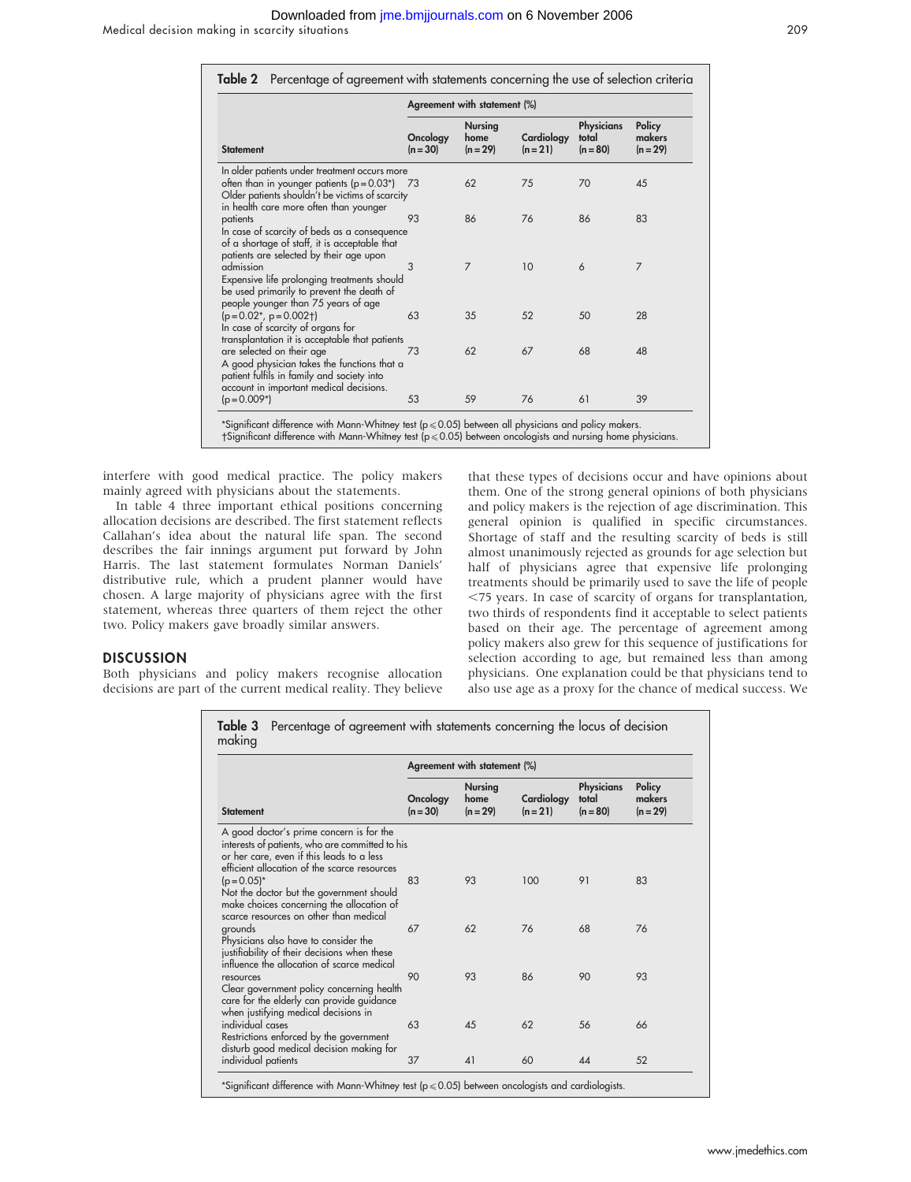**Table 2** Percentage of agreement with statements concerning the use of selection criteria

| Statement | Agreement with statement (%) | | | | |
|---|---|---|---|---|---|
| | Oncology (n = 30) | Nursing home (n = 29) | Cardiology (n = 21) | Physicians total (n = 80) | Policy makers (n = 29) |
| In older patients under treatment occurs more often than in younger patients (p = 0.03*) | 73 | 62 | 75 | 70 | 45 |
| Older patients shouldn't be victims of scarcity in health care more often than younger patients | 93 | 86 | 76 | 86 | 83 |
| In case of scarcity of beds as a consequence of a shortage of staff, it is acceptable that patients are selected by their age upon admission | 3 | 7 | 10 | 6 | 7 |
| Expensive life prolonging treatments should be used primarily to prevent the death of people younger than 75 years of age (p = 0.02*, p = 0.002†) | 63 | 35 | 52 | 50 | 28 |
| In case of scarcity of organs for transplantation it is acceptable that patients are selected on their age | 73 | 62 | 67 | 68 | 48 |
| A good physician takes the functions that a patient fulfils in family and society into account in important medical decisions. (p = 0.009*) | 53 | 59 | 76 | 61 | 39 |

*Significant difference with Mann-Whitney test ($p \leqslant 0.05$) between all physicians and policy makers.
†Significant difference with Mann-Whitney test ($p \leqslant 0.05$) between oncologists and nursing home physicians.

interfere with good medical practice. The policy makers mainly agreed with physicians about the statements.

In table 4 three important ethical positions concerning allocation decisions are described. The first statement reflects Callahan's idea about the natural life span. The second describes the fair innings argument put forward by John Harris. The last statement formulates Norman Daniels' distributive rule, which a prudent planner would have chosen. A large majority of physicians agree with the first statement, whereas three quarters of them reject the other two. Policy makers gave broadly similar answers.

## DISCUSSION

Both physicians and policy makers recognise allocation decisions are part of the current medical reality. They believe that these types of decisions occur and have opinions about them. One of the strong general opinions of both physicians and policy makers is the rejection of age discrimination. This general opinion is qualified in specific circumstances. Shortage of staff and the resulting scarcity of beds is still almost unanimously rejected as grounds for age selection but half of physicians agree that expensive life prolonging treatments should be primarily used to save the life of people <75 years. In case of scarcity of organs for transplantation, two thirds of respondents find it acceptable to select patients based on their age. The percentage of agreement among policy makers also grew for this sequence of justifications for selection according to age, but remained less than among physicians. One explanation could be that physicians tend to also use age as a proxy for the chance of medical success. We

**Table 3** Percentage of agreement with statements concerning the locus of decision making

| Statement | Agreement with statement (%) | | | | |
|---|---|---|---|---|---|
| | Oncology (n = 30) | Nursing home (n = 29) | Cardiology (n = 21) | Physicians total (n = 80) | Policy makers (n = 29) |
| A good doctor's prime concern is for the interests of patients, who are committed to his or her care, even if this leads to a less efficient allocation of the scarce resources (p = 0.05)* | 83 | 93 | 100 | 91 | 83 |
| Not the doctor but the government should make choices concerning the allocation of scarce resources on other than medical grounds | 67 | 62 | 76 | 68 | 76 |
| Physicians also have to consider the justifiability of their decisions when these influence the allocation of scarce medical resources | 90 | 93 | 86 | 90 | 93 |
| Clear government policy concerning health care for the elderly can provide guidance when justifying medical decisions in individual cases | 63 | 45 | 62 | 56 | 66 |
| Restrictions enforced by the government disturb good medical decision making for individual patients | 37 | 41 | 60 | 44 | 52 |

*Significant difference with Mann-Whitney test ($p \leqslant 0.05$) between oncologists and cardiologists.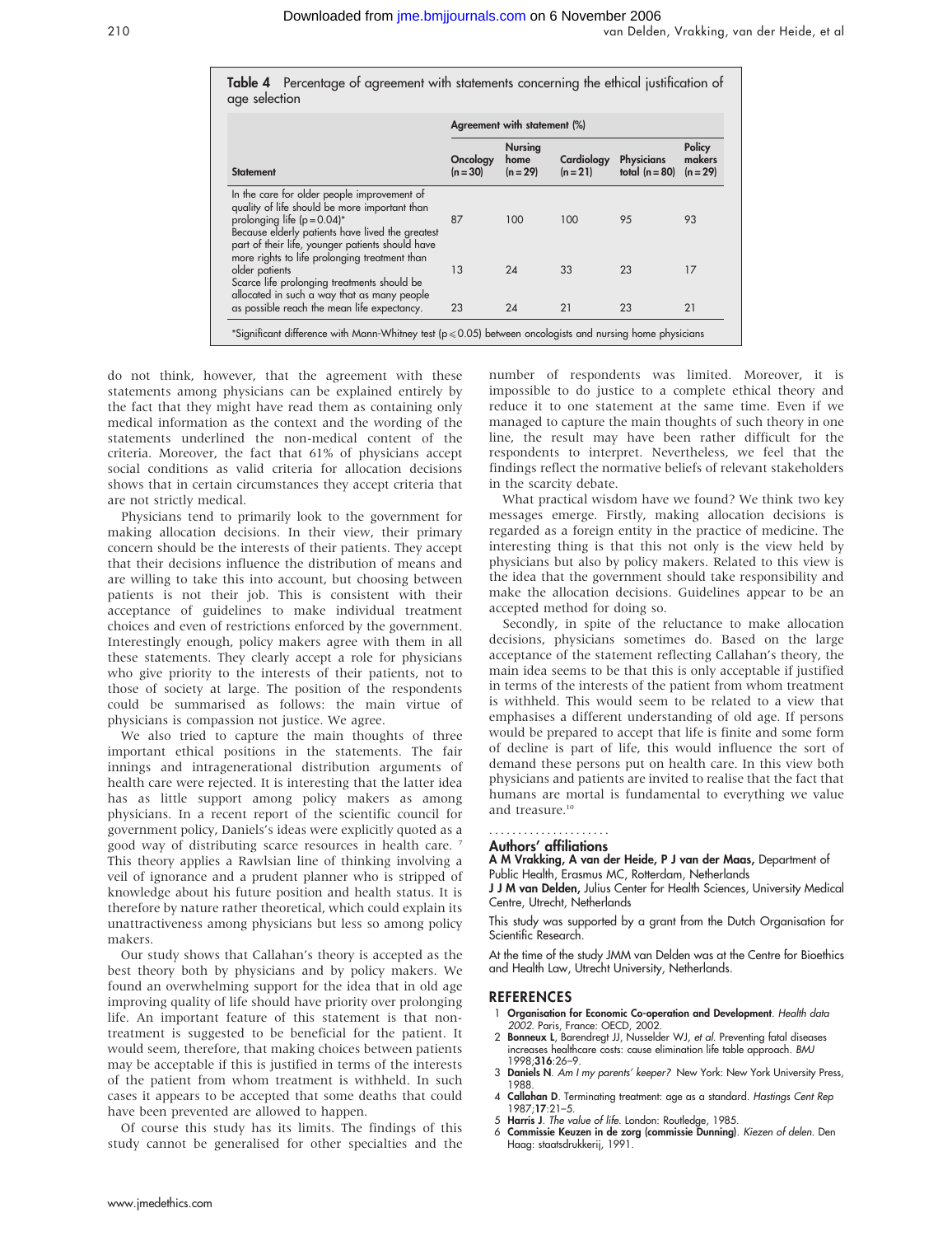Table 4 Percentage of agreement with statements concerning the ethical justification of age selection

| Statement | Agreement with statement (%) | | | | |
|---|---|---|---|---|---|
| | Oncology (n = 30) | Nursing home (n = 29) | Cardiology (n = 21) | Physicians total (n = 80) | Policy makers (n = 29) |
| In the care for older people improvement of quality of life should be more important than prolonging life (p = 0.04)* | 87 | 100 | 100 | 95 | 93 |
| Because elderly patients have lived the greatest part of their life, younger patients should have more rights to life prolonging treatment than older patients | 13 | 24 | 33 | 23 | 17 |
| Scarce life prolonging treatments should be allocated in such a way that as many people as possible reach the mean life expectancy. | 23 | 24 | 21 | 23 | 21 |

*Significant difference with Mann-Whitney test ($p \leqslant 0.05$) between oncologists and nursing home physicians

do not think, however, that the agreement with these statements among physicians can be explained entirely by the fact that they might have read them as containing only medical information as the context and the wording of the statements underlined the non-medical content of the criteria. Moreover, the fact that 61% of physicians accept social conditions as valid criteria for allocation decisions shows that in certain circumstances they accept criteria that are not strictly medical.

Physicians tend to primarily look to the government for making allocation decisions. In their view, their primary concern should be the interests of their patients. They accept that their decisions influence the distribution of means and are willing to take this into account, but choosing between patients is not their job. This is consistent with their acceptance of guidelines to make individual treatment choices and even of restrictions enforced by the government. Interestingly enough, policy makers agree with them in all these statements. They clearly accept a role for physicians who give priority to the interests of their patients, not to those of society at large. The position of the respondents could be summarised as follows: the main virtue of physicians is compassion not justice. We agree.

We also tried to capture the main thoughts of three important ethical positions in the statements. The fair innings and intragenerational distribution arguments of health care were rejected. It is interesting that the latter idea has as little support among policy makers as among physicians. In a recent report of the scientific council for government policy, Daniels's ideas were explicitly quoted as a good way of distributing scarce resources in health care. [7] This theory applies a Rawlsian line of thinking involving a veil of ignorance and a prudent planner who is stripped of knowledge about his future position and health status. It is therefore by nature rather theoretical, which could explain its unattractiveness among physicians but less so among policy makers.

Our study shows that Callahan's theory is accepted as the best theory both by physicians and by policy makers. We found an overwhelming support for the idea that in old age improving quality of life should have priority over prolonging life. An important feature of this statement is that non-treatment is suggested to be beneficial for the patient. It would seem, therefore, that making choices between patients may be acceptable if this is justified in terms of the interests of the patient from whom treatment is withheld. In such cases it appears to be accepted that some deaths that could have been prevented are allowed to happen.

Of course this study has its limits. The findings of this study cannot be generalised for other specialties and the number of respondents was limited. Moreover, it is impossible to do justice to a complete ethical theory and reduce it to one statement at the same time. Even if we managed to capture the main thoughts of such theory in one line, the result may have been rather difficult for the respondents to interpret. Nevertheless, we feel that the findings reflect the normative beliefs of relevant stakeholders in the scarcity debate.

What practical wisdom have we found? We think two key messages emerge. Firstly, making allocation decisions is regarded as a foreign entity in the practice of medicine. The interesting thing is that this not only is the view held by physicians but also by policy makers. Related to this view is the idea that the government should take responsibility and make the allocation decisions. Guidelines appear to be an accepted method for doing so.

Secondly, in spite of the reluctance to make allocation decisions, physicians sometimes do. Based on the large acceptance of the statement reflecting Callahan's theory, the main idea seems to be that this is only acceptable if justified in terms of the interests of the patient from whom treatment is withheld. This would seem to be related to a view that emphasises a different understanding of old age. If persons would be prepared to accept that life is finite and some form of decline is part of life, this would influence the sort of demand these persons put on health care. In this view both physicians and patients are invited to realise that the fact that humans are mortal is fundamental to everything we value and treasure.[10]

## Authors' affiliations

**A M Vrakking, A van der Heide, P J van der Maas,** Department of Public Health, Erasmus MC, Rotterdam, Netherlands

**J J M van Delden,** Julius Center for Health Sciences, University Medical Centre, Utrecht, Netherlands

This study was supported by a grant from the Dutch Organisation for Scientific Research.

At the time of the study JMM van Delden was at the Centre for Bioethics and Health Law, Utrecht University, Netherlands.

## REFERENCES

1. **Organisation for Economic Co-operation and Development**. *Health data 2002*. Paris, France: OECD, 2002.
2. **Bonneux L**, Barendregt JJ, Nusselder WJ, *et al*. Preventing fatal diseases increases healthcare costs: cause elimination life table approach. *BMJ* 1998;**316**:26–9.
3. **Daniels N**. *Am I my parents' keeper?* New York: New York University Press, 1988.
4. **Callahan D**. Terminating treatment: age as a standard. *Hastings Cent Rep* 1987;**17**:21–5.
5. **Harris J**. *The value of life*. London: Routledge, 1985.
6. **Commissie Keuzen in de zorg (commissie Dunning)**. *Kiezen of delen*. Den Haag: staatsdrukkerij, 1991.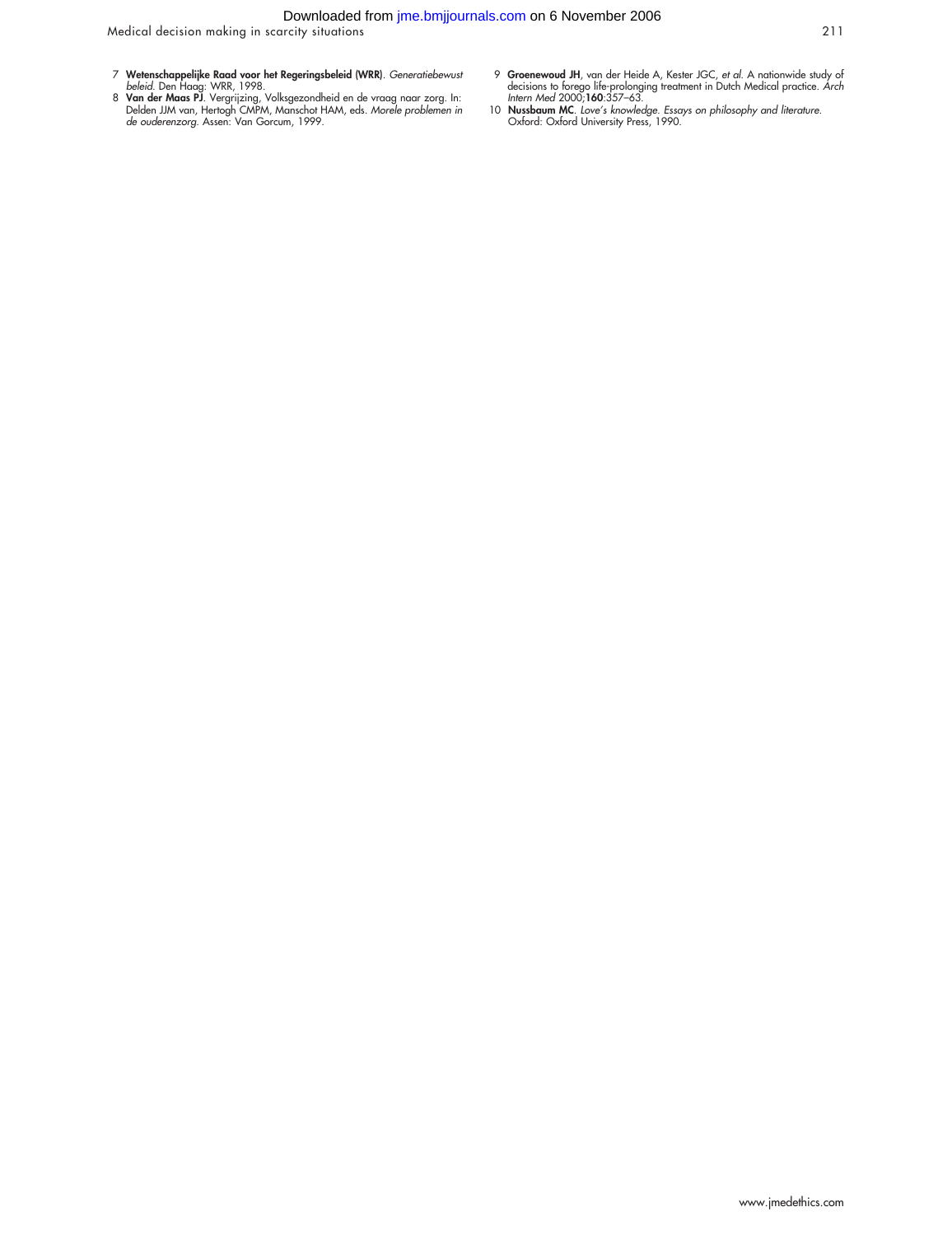7 **Wetenschappelijke Raad voor het Regeringsbeleid (WRR)**. *Generatiebewust beleid*. Den Haag: WRR, 1998.

8 **Van der Maas PJ**. Vergrijzing, Volksgezondheid en de vraag naar zorg. In: Delden JJM van, Hertogh CMPM, Manschot HAM, eds. *Morele problemen in de ouderenzorg*. Assen: Van Gorcum, 1999.

9 **Groenewoud JH**, van der Heide A, Kester JGC, *et al*. A nationwide study of decisions to forego life-prolonging treatment in Dutch Medical practice. *Arch Intern Med* 2000;**160**:357–63.

10 **Nussbaum MC**. *Love's knowledge. Essays on philosophy and literature*. Oxford: Oxford University Press, 1990.